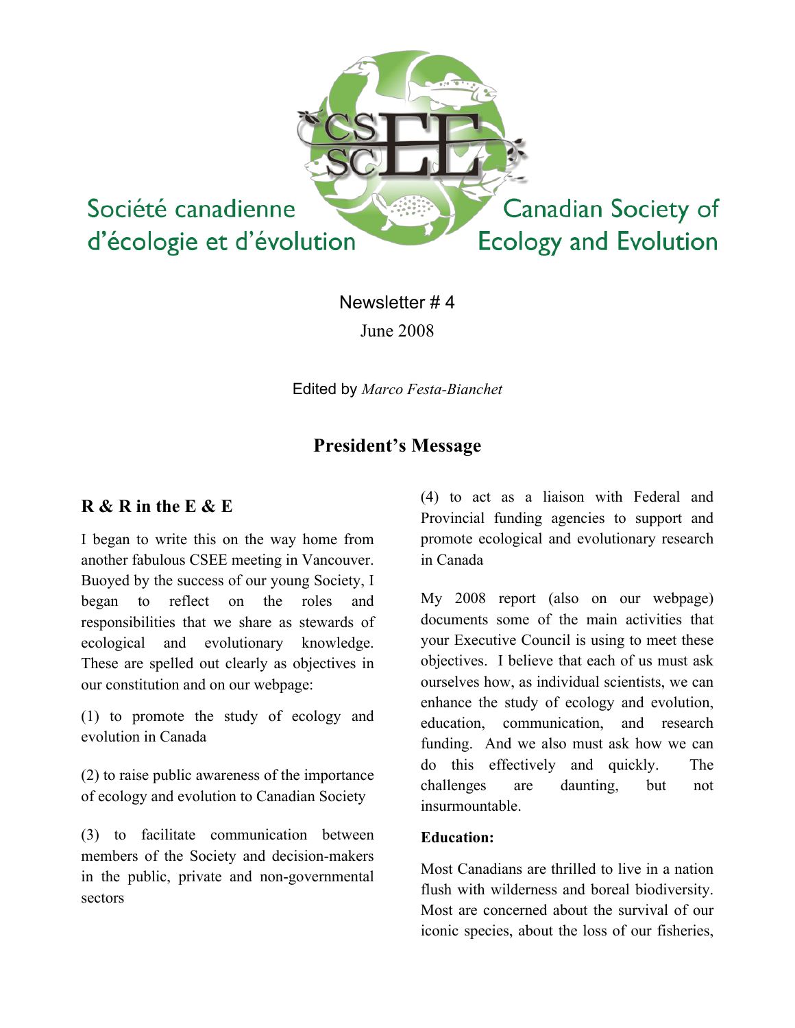Société canadienne d'écologie et d'évolution

Canadian Society of Ecology and Evolution

Newsletter # 4

June 2008

Edited by *Marco Festa-Bianchet*

# President's Message

## R & R in the E & E

I began to write this on the way home from another fabulous CSEE meeting in Vancouver. Buoyed by the success of our young Society, I began to reflect on the roles and responsibilities that we share as stewards of ecological and evolutionary knowledge. These are spelled out clearly as objectives in our constitution and on our webpage:

(1) to promote the study of ecology and evolution in Canada

(2) to raise public awareness of the importance of ecology and evolution to Canadian Society

(3) to facilitate communication between members of the Society and decision-makers in the public, private and non-governmental sectors

(4) to act as a liaison with Federal and Provincial funding agencies to support and promote ecological and evolutionary research in Canada

My 2008 report (also on our webpage) documents some of the main activities that your Executive Council is using to meet these objectives. I believe that each of us must ask ourselves how, as individual scientists, we can enhance the study of ecology and evolution, education, communication, and research funding. And we also must ask how we can do this effectively and quickly. The challenges are daunting, but not insurmountable.

**Education:**

Most Canadians are thrilled to live in a nation flush with wilderness and boreal biodiversity. Most are concerned about the survival of our iconic species, about the loss of our fisheries,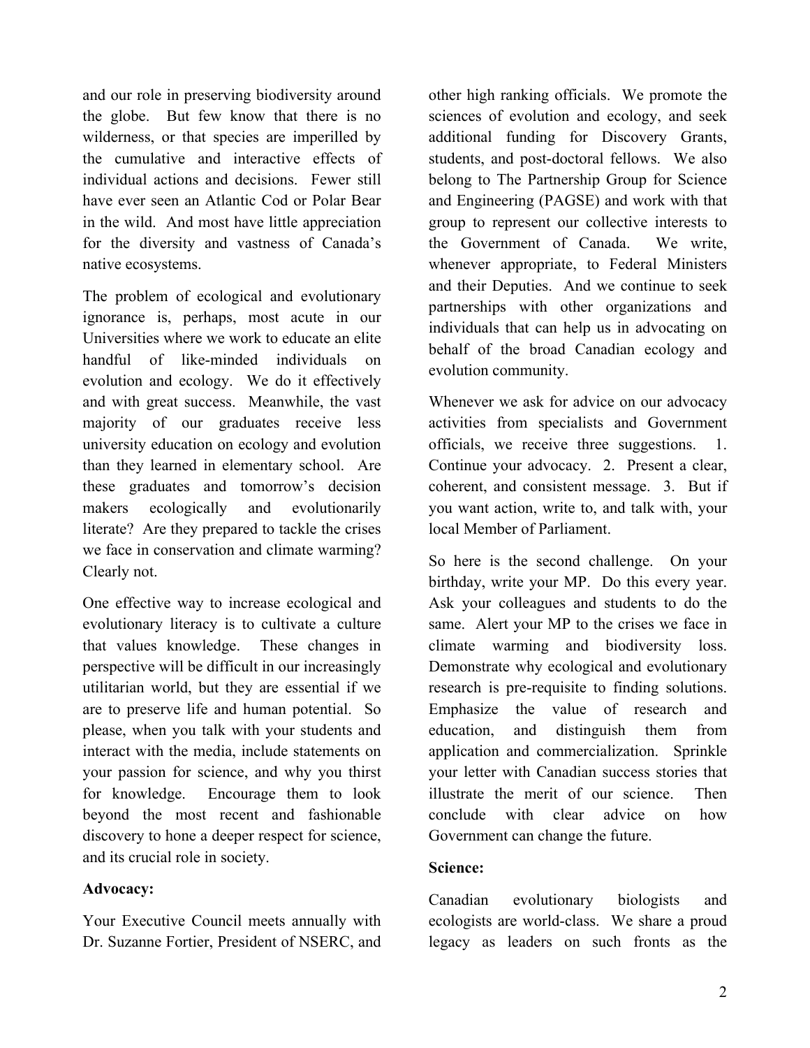and our role in preserving biodiversity around the globe. But few know that there is no wilderness, or that species are imperilled by the cumulative and interactive effects of individual actions and decisions. Fewer still have ever seen an Atlantic Cod or Polar Bear in the wild. And most have little appreciation for the diversity and vastness of Canada's native ecosystems.

The problem of ecological and evolutionary ignorance is, perhaps, most acute in our Universities where we work to educate an elite handful of like-minded individuals on evolution and ecology. We do it effectively and with great success. Meanwhile, the vast majority of our graduates receive less university education on ecology and evolution than they learned in elementary school. Are these graduates and tomorrow's decision makers ecologically and evolutionarily literate? Are they prepared to tackle the crises we face in conservation and climate warming? Clearly not.

One effective way to increase ecological and evolutionary literacy is to cultivate a culture that values knowledge. These changes in perspective will be difficult in our increasingly utilitarian world, but they are essential if we are to preserve life and human potential. So please, when you talk with your students and interact with the media, include statements on your passion for science, and why you thirst for knowledge. Encourage them to look beyond the most recent and fashionable discovery to hone a deeper respect for science, and its crucial role in society.

**Advocacy:**

Your Executive Council meets annually with Dr. Suzanne Fortier, President of NSERC, and other high ranking officials. We promote the sciences of evolution and ecology, and seek additional funding for Discovery Grants, students, and post-doctoral fellows. We also belong to The Partnership Group for Science and Engineering (PAGSE) and work with that group to represent our collective interests to the Government of Canada. We write, whenever appropriate, to Federal Ministers and their Deputies. And we continue to seek partnerships with other organizations and individuals that can help us in advocating on behalf of the broad Canadian ecology and evolution community.

Whenever we ask for advice on our advocacy activities from specialists and Government officials, we receive three suggestions. 1. Continue your advocacy. 2. Present a clear, coherent, and consistent message. 3. But if you want action, write to, and talk with, your local Member of Parliament.

So here is the second challenge. On your birthday, write your MP. Do this every year. Ask your colleagues and students to do the same. Alert your MP to the crises we face in climate warming and biodiversity loss. Demonstrate why ecological and evolutionary research is pre-requisite to finding solutions. Emphasize the value of research and education, and distinguish them from application and commercialization. Sprinkle your letter with Canadian success stories that illustrate the merit of our science. Then conclude with clear advice on how Government can change the future.

**Science:**

Canadian evolutionary biologists and ecologists are world-class. We share a proud legacy as leaders on such fronts as the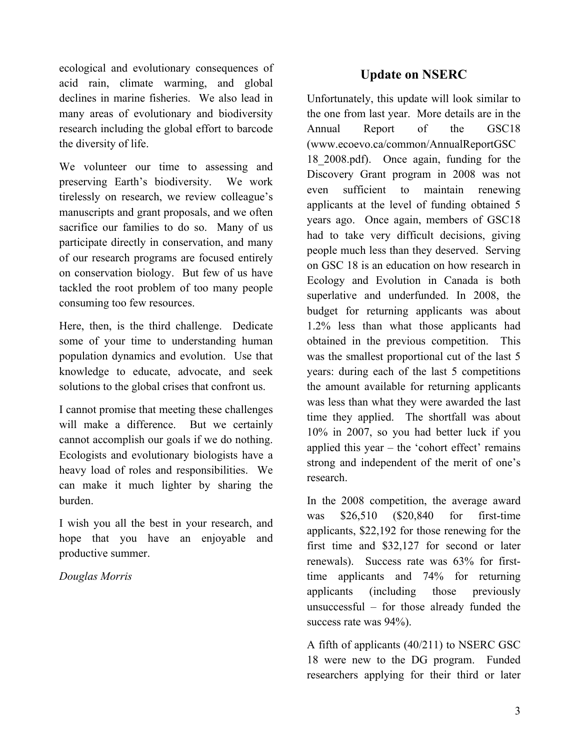ecological and evolutionary consequences of acid rain, climate warming, and global declines in marine fisheries. We also lead in many areas of evolutionary and biodiversity research including the global effort to barcode the diversity of life.

We volunteer our time to assessing and preserving Earth's biodiversity. We work tirelessly on research, we review colleague's manuscripts and grant proposals, and we often sacrifice our families to do so. Many of us participate directly in conservation, and many of our research programs are focused entirely on conservation biology. But few of us have tackled the root problem of too many people consuming too few resources.

Here, then, is the third challenge. Dedicate some of your time to understanding human population dynamics and evolution. Use that knowledge to educate, advocate, and seek solutions to the global crises that confront us.

I cannot promise that meeting these challenges will make a difference. But we certainly cannot accomplish our goals if we do nothing. Ecologists and evolutionary biologists have a heavy load of roles and responsibilities. We can make it much lighter by sharing the burden.

I wish you all the best in your research, and hope that you have an enjoyable and productive summer.

*Douglas Morris*

## Update on NSERC

Unfortunately, this update will look similar to the one from last year. More details are in the Annual Report of the GSC18 (www.ecoevo.ca/common/AnnualReportGSC18_2008.pdf). Once again, funding for the Discovery Grant program in 2008 was not even sufficient to maintain renewing applicants at the level of funding obtained 5 years ago. Once again, members of GSC18 had to take very difficult decisions, giving people much less than they deserved. Serving on GSC 18 is an education on how research in Ecology and Evolution in Canada is both superlative and underfunded. In 2008, the budget for returning applicants was about 1.2% less than what those applicants had obtained in the previous competition. This was the smallest proportional cut of the last 5 years: during each of the last 5 competitions the amount available for returning applicants was less than what they were awarded the last time they applied. The shortfall was about 10% in 2007, so you had better luck if you applied this year – the 'cohort effect' remains strong and independent of the merit of one's research.

In the 2008 competition, the average award was $26,510 ($20,840 for first-time applicants, $22,192 for those renewing for the first time and $32,127 for second or later renewals). Success rate was 63% for first-time applicants and 74% for returning applicants (including those previously unsuccessful – for those already funded the success rate was 94%).

A fifth of applicants (40/211) to NSERC GSC 18 were new to the DG program. Funded researchers applying for their third or later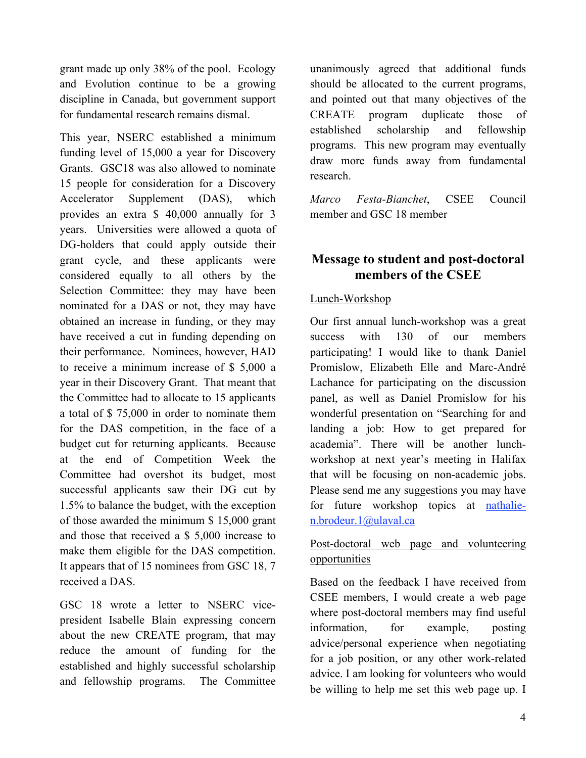grant made up only 38% of the pool. Ecology and Evolution continue to be a growing discipline in Canada, but government support for fundamental research remains dismal.

This year, NSERC established a minimum funding level of 15,000 a year for Discovery Grants. GSC18 was also allowed to nominate 15 people for consideration for a Discovery Accelerator Supplement (DAS), which provides an extra $ 40,000 annually for 3 years. Universities were allowed a quota of DG-holders that could apply outside their grant cycle, and these applicants were considered equally to all others by the Selection Committee: they may have been nominated for a DAS or not, they may have obtained an increase in funding, or they may have received a cut in funding depending on their performance. Nominees, however, HAD to receive a minimum increase of $ 5,000 a year in their Discovery Grant. That meant that the Committee had to allocate to 15 applicants a total of $ 75,000 in order to nominate them for the DAS competition, in the face of a budget cut for returning applicants. Because at the end of Competition Week the Committee had overshot its budget, most successful applicants saw their DG cut by 1.5% to balance the budget, with the exception of those awarded the minimum $ 15,000 grant and those that received a $ 5,000 increase to make them eligible for the DAS competition. It appears that of 15 nominees from GSC 18, 7 received a DAS.

GSC 18 wrote a letter to NSERC vice-president Isabelle Blain expressing concern about the new CREATE program, that may reduce the amount of funding for the established and highly successful scholarship and fellowship programs. The Committee unanimously agreed that additional funds should be allocated to the current programs, and pointed out that many objectives of the CREATE program duplicate those of established scholarship and fellowship programs. This new program may eventually draw more funds away from fundamental research.

*Marco Festa-Bianchet*, CSEE Council member and GSC 18 member

## Message to student and post-doctoral members of the CSEE

Lunch-Workshop

Our first annual lunch-workshop was a great success with 130 of our members participating! I would like to thank Daniel Promislow, Elizabeth Elle and Marc-André Lachance for participating on the discussion panel, as well as Daniel Promislow for his wonderful presentation on "Searching for and landing a job: How to get prepared for academia". There will be another lunch-workshop at next year's meeting in Halifax that will be focusing on non-academic jobs. Please send me any suggestions you may have for future workshop topics at nathalie-n.brodeur.1@ulaval.ca

Post-doctoral web page and volunteering opportunities

Based on the feedback I have received from CSEE members, I would create a web page where post-doctoral members may find useful information, for example, posting advice/personal experience when negotiating for a job position, or any other work-related advice. I am looking for volunteers who would be willing to help me set this web page up. I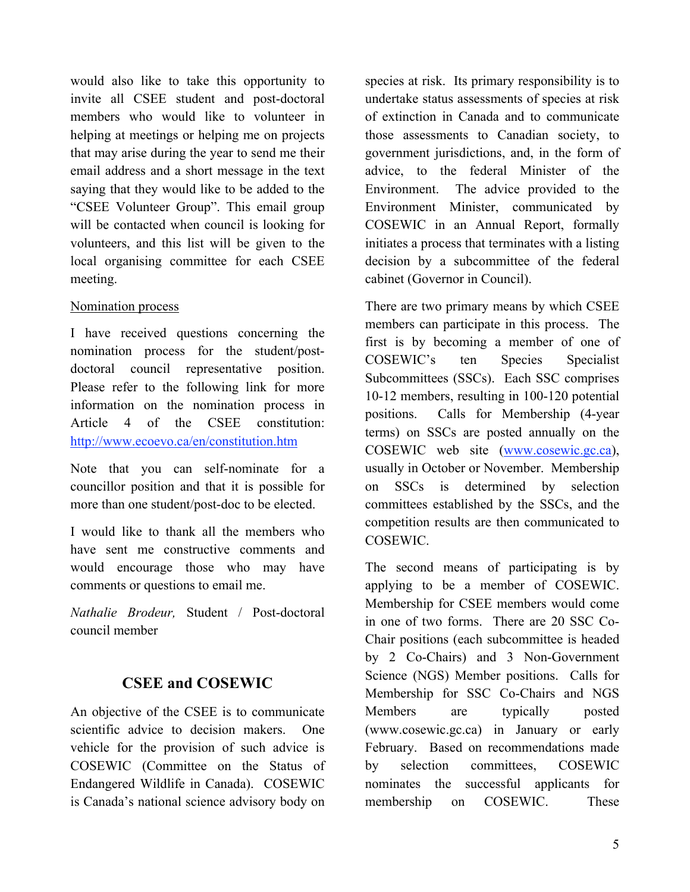would also like to take this opportunity to invite all CSEE student and post-doctoral members who would like to volunteer in helping at meetings or helping me on projects that may arise during the year to send me their email address and a short message in the text saying that they would like to be added to the "CSEE Volunteer Group". This email group will be contacted when council is looking for volunteers, and this list will be given to the local organising committee for each CSEE meeting.

Nomination process

I have received questions concerning the nomination process for the student/post-doctoral council representative position. Please refer to the following link for more information on the nomination process in Article 4 of the CSEE constitution: http://www.ecoevo.ca/en/constitution.htm

Note that you can self-nominate for a councillor position and that it is possible for more than one student/post-doc to be elected.

I would like to thank all the members who have sent me constructive comments and would encourage those who may have comments or questions to email me.

*Nathalie Brodeur,* Student / Post-doctoral council member

## CSEE and COSEWIC

An objective of the CSEE is to communicate scientific advice to decision makers. One vehicle for the provision of such advice is COSEWIC (Committee on the Status of Endangered Wildlife in Canada). COSEWIC is Canada's national science advisory body on species at risk. Its primary responsibility is to undertake status assessments of species at risk of extinction in Canada and to communicate those assessments to Canadian society, to government jurisdictions, and, in the form of advice, to the federal Minister of the Environment. The advice provided to the Environment Minister, communicated by COSEWIC in an Annual Report, formally initiates a process that terminates with a listing decision by a subcommittee of the federal cabinet (Governor in Council).

There are two primary means by which CSEE members can participate in this process. The first is by becoming a member of one of COSEWIC's ten Species Specialist Subcommittees (SSCs). Each SSC comprises 10-12 members, resulting in 100-120 potential positions. Calls for Membership (4-year terms) on SSCs are posted annually on the COSEWIC web site (www.cosewic.gc.ca), usually in October or November. Membership on SSCs is determined by selection committees established by the SSCs, and the competition results are then communicated to COSEWIC.

The second means of participating is by applying to be a member of COSEWIC. Membership for CSEE members would come in one of two forms. There are 20 SSC Co-Chair positions (each subcommittee is headed by 2 Co-Chairs) and 3 Non-Government Science (NGS) Member positions. Calls for Membership for SSC Co-Chairs and NGS Members are typically posted (www.cosewic.gc.ca) in January or early February. Based on recommendations made by selection committees, COSEWIC nominates the successful applicants for membership on COSEWIC. These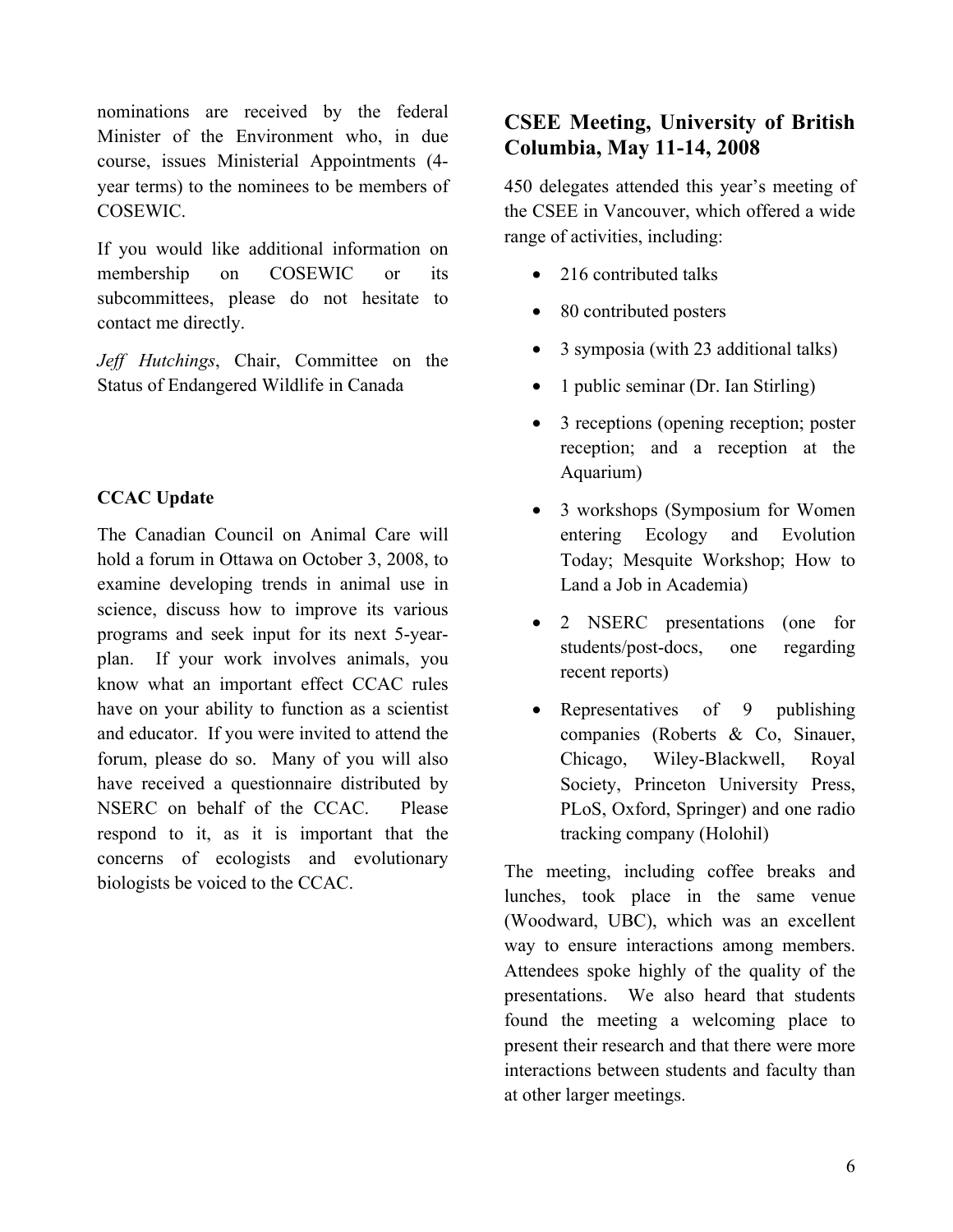nominations are received by the federal Minister of the Environment who, in due course, issues Ministerial Appointments (4-year terms) to the nominees to be members of COSEWIC.

If you would like additional information on membership on COSEWIC or its subcommittees, please do not hesitate to contact me directly.

*Jeff Hutchings*, Chair, Committee on the Status of Endangered Wildlife in Canada

### CCAC Update

The Canadian Council on Animal Care will hold a forum in Ottawa on October 3, 2008, to examine developing trends in animal use in science, discuss how to improve its various programs and seek input for its next 5-year-plan. If your work involves animals, you know what an important effect CCAC rules have on your ability to function as a scientist and educator. If you were invited to attend the forum, please do so. Many of you will also have received a questionnaire distributed by NSERC on behalf of the CCAC. Please respond to it, as it is important that the concerns of ecologists and evolutionary biologists be voiced to the CCAC.

## CSEE Meeting, University of British Columbia, May 11-14, 2008

450 delegates attended this year's meeting of the CSEE in Vancouver, which offered a wide range of activities, including:

- 216 contributed talks
- 80 contributed posters
- 3 symposia (with 23 additional talks)
- 1 public seminar (Dr. Ian Stirling)
- 3 receptions (opening reception; poster reception; and a reception at the Aquarium)
- 3 workshops (Symposium for Women entering Ecology and Evolution Today; Mesquite Workshop; How to Land a Job in Academia)
- 2 NSERC presentations (one for students/post-docs, one regarding recent reports)
- Representatives of 9 publishing companies (Roberts & Co, Sinauer, Chicago, Wiley-Blackwell, Royal Society, Princeton University Press, PLoS, Oxford, Springer) and one radio tracking company (Holohil)

The meeting, including coffee breaks and lunches, took place in the same venue (Woodward, UBC), which was an excellent way to ensure interactions among members. Attendees spoke highly of the quality of the presentations. We also heard that students found the meeting a welcoming place to present their research and that there were more interactions between students and faculty than at other larger meetings.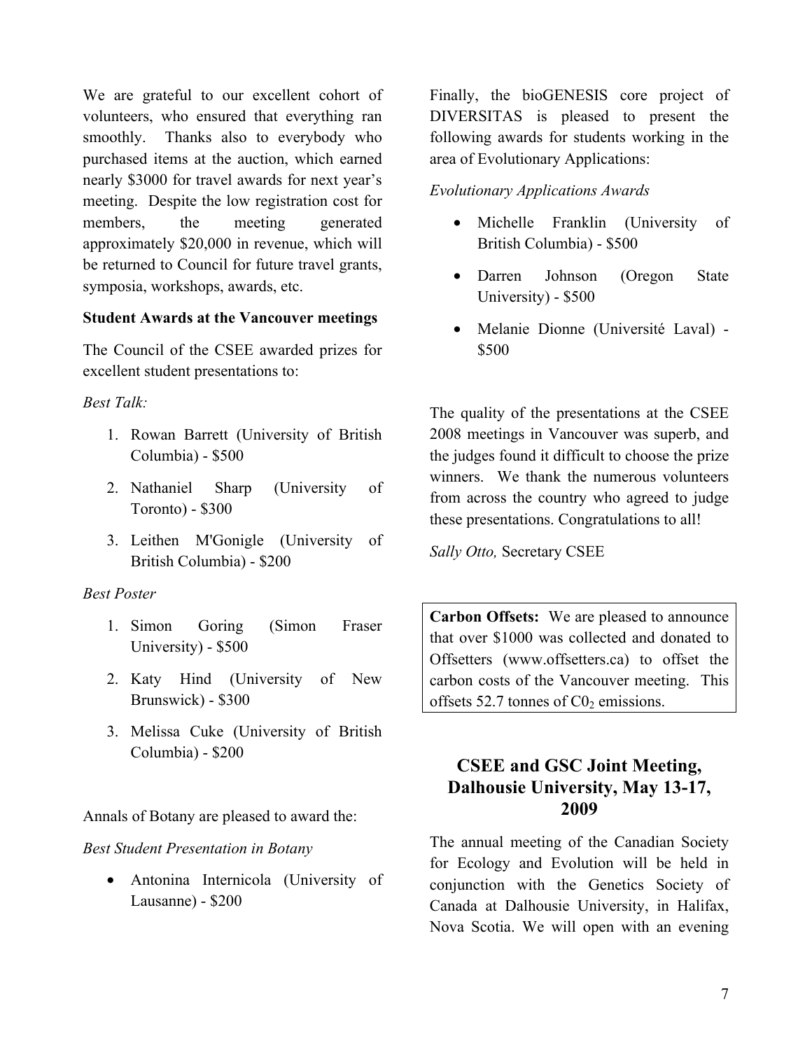We are grateful to our excellent cohort of volunteers, who ensured that everything ran smoothly. Thanks also to everybody who purchased items at the auction, which earned nearly $3000 for travel awards for next year's meeting. Despite the low registration cost for members, the meeting generated approximately $20,000 in revenue, which will be returned to Council for future travel grants, symposia, workshops, awards, etc.

**Student Awards at the Vancouver meetings**

The Council of the CSEE awarded prizes for excellent student presentations to:

*Best Talk:*

1. Rowan Barrett (University of British Columbia) - $500
2. Nathaniel Sharp (University of Toronto) - $300
3. Leithen M'Gonigle (University of British Columbia) - $200

*Best Poster*

1. Simon Goring (Simon Fraser University) - $500
2. Katy Hind (University of New Brunswick) - $300
3. Melissa Cuke (University of British Columbia) - $200

Annals of Botany are pleased to award the:

*Best Student Presentation in Botany*

- Antonina Internicola (University of Lausanne) - $200

Finally, the bioGENESIS core project of DIVERSITAS is pleased to present the following awards for students working in the area of Evolutionary Applications:

*Evolutionary Applications Awards*

- Michelle Franklin (University of British Columbia) - $500
- Darren Johnson (Oregon State University) - $500
- Melanie Dionne (Université Laval) - $500

The quality of the presentations at the CSEE 2008 meetings in Vancouver was superb, and the judges found it difficult to choose the prize winners. We thank the numerous volunteers from across the country who agreed to judge these presentations. Congratulations to all!

*Sally Otto,* Secretary CSEE

**Carbon Offsets:** We are pleased to announce that over $1000 was collected and donated to Offsetters (www.offsetters.ca) to offset the carbon costs of the Vancouver meeting. This offsets 52.7 tonnes of $C0_2$ emissions.

## CSEE and GSC Joint Meeting, Dalhousie University, May 13-17, 2009

The annual meeting of the Canadian Society for Ecology and Evolution will be held in conjunction with the Genetics Society of Canada at Dalhousie University, in Halifax, Nova Scotia. We will open with an evening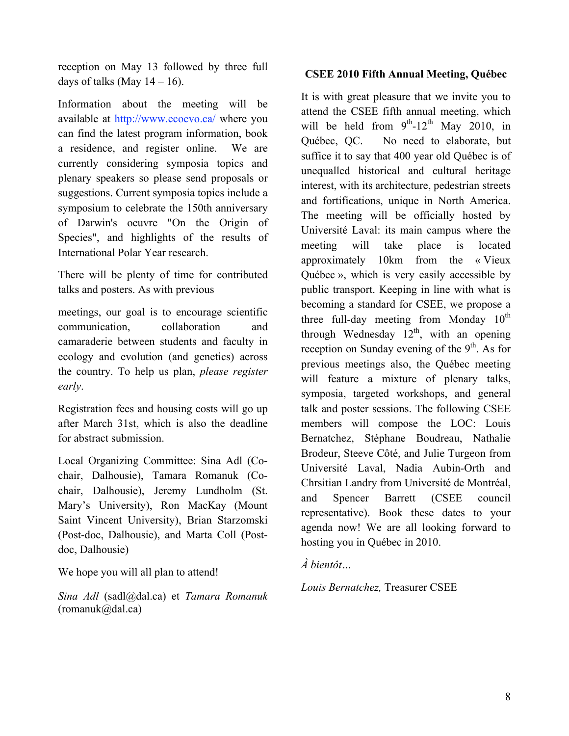reception on May 13 followed by three full days of talks (May 14 – 16).

Information about the meeting will be available at http://www.ecoevo.ca/ where you can find the latest program information, book a residence, and register online. We are currently considering symposia topics and plenary speakers so please send proposals or suggestions. Current symposia topics include a symposium to celebrate the 150th anniversary of Darwin's oeuvre "On the Origin of Species", and highlights of the results of International Polar Year research.

There will be plenty of time for contributed talks and posters. As with previous meetings, our goal is to encourage scientific communication, collaboration and camaraderie between students and faculty in ecology and evolution (and genetics) across the country. To help us plan, *please register early*.

Registration fees and housing costs will go up after March 31st, which is also the deadline for abstract submission.

Local Organizing Committee: Sina Adl (Co-chair, Dalhousie), Tamara Romanuk (Co-chair, Dalhousie), Jeremy Lundholm (St. Mary's University), Ron MacKay (Mount Saint Vincent University), Brian Starzomski (Post-doc, Dalhousie), and Marta Coll (Post-doc, Dalhousie)

We hope you will all plan to attend!

*Sina Adl* (sadl@dal.ca) et *Tamara Romanuk* (romanuk@dal.ca)

**CSEE 2010 Fifth Annual Meeting, Québec**

It is with great pleasure that we invite you to attend the CSEE fifth annual meeting, which will be held from 9th-12th May 2010, in Québec, QC. No need to elaborate, but suffice it to say that 400 year old Québec is of unequalled historical and cultural heritage interest, with its architecture, pedestrian streets and fortifications, unique in North America. The meeting will be officially hosted by Université Laval: its main campus where the meeting will take place is located approximately 10km from the « Vieux Québec », which is very easily accessible by public transport. Keeping in line with what is becoming a standard for CSEE, we propose a three full-day meeting from Monday 10th through Wednesday 12th, with an opening reception on Sunday evening of the 9th. As for previous meetings also, the Québec meeting will feature a mixture of plenary talks, symposia, targeted workshops, and general talk and poster sessions. The following CSEE members will compose the LOC: Louis Bernatchez, Stéphane Boudreau, Nathalie Brodeur, Steeve Côté, and Julie Turgeon from Université Laval, Nadia Aubin-Orth and Chrsitian Landry from Université de Montréal, and Spencer Barrett (CSEE council representative). Book these dates to your agenda now! We are all looking forward to hosting you in Québec in 2010.

*À bientôt…*

*Louis Bernatchez,* Treasurer CSEE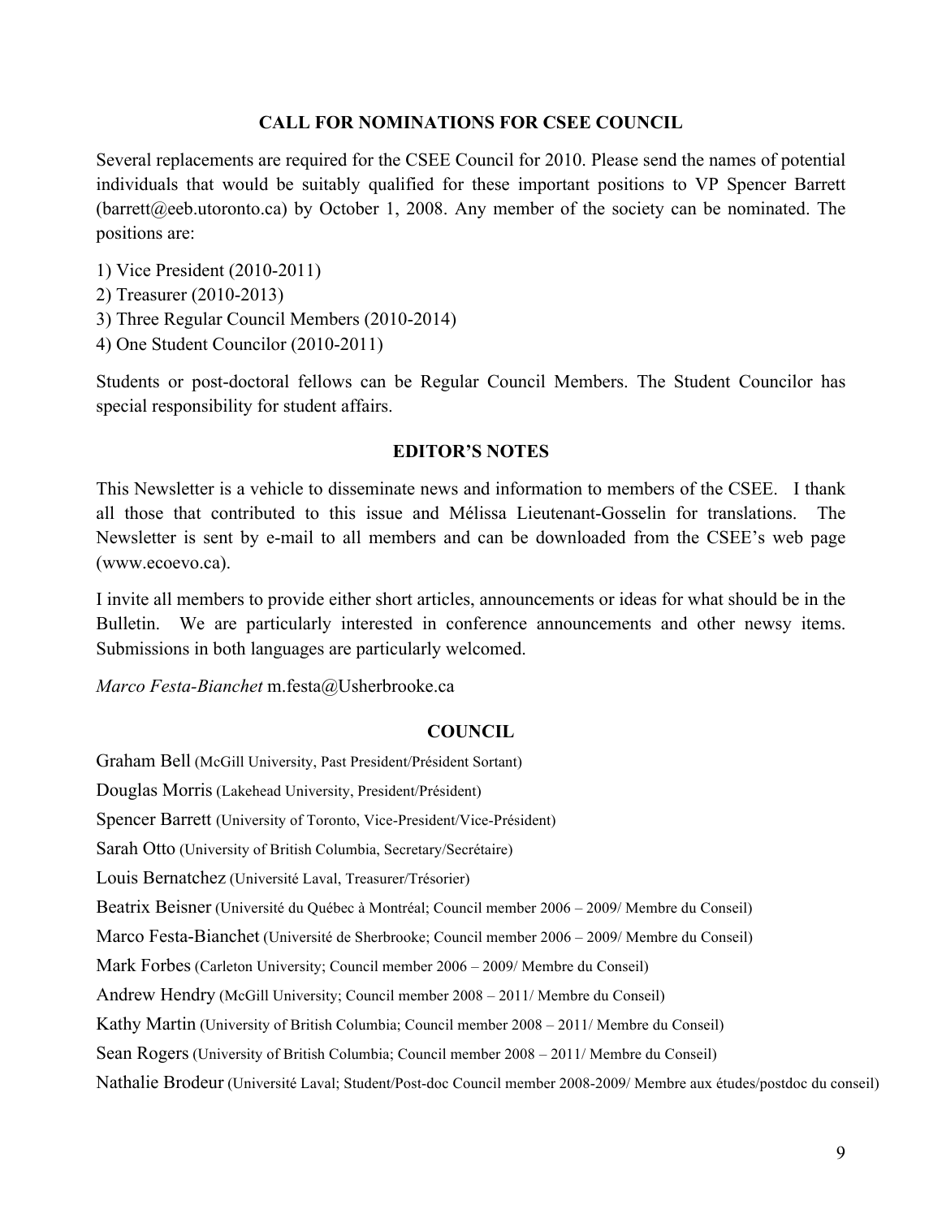## CALL FOR NOMINATIONS FOR CSEE COUNCIL

Several replacements are required for the CSEE Council for 2010. Please send the names of potential individuals that would be suitably qualified for these important positions to VP Spencer Barrett (barrett@eeb.utoronto.ca) by October 1, 2008. Any member of the society can be nominated. The positions are:

1) Vice President (2010-2011)
2) Treasurer (2010-2013)
3) Three Regular Council Members (2010-2014)
4) One Student Councilor (2010-2011)

Students or post-doctoral fellows can be Regular Council Members. The Student Councilor has special responsibility for student affairs.

## EDITOR'S NOTES

This Newsletter is a vehicle to disseminate news and information to members of the CSEE. I thank all those that contributed to this issue and Mélissa Lieutenant-Gosselin for translations. The Newsletter is sent by e-mail to all members and can be downloaded from the CSEE's web page (www.ecoevo.ca).

I invite all members to provide either short articles, announcements or ideas for what should be in the Bulletin. We are particularly interested in conference announcements and other newsy items. Submissions in both languages are particularly welcomed.

*Marco Festa-Bianchet* m.festa@Usherbrooke.ca

## COUNCIL

Graham Bell (McGill University, Past President/Président Sortant)

Douglas Morris (Lakehead University, President/Président)

Spencer Barrett (University of Toronto, Vice-President/Vice-Président)

Sarah Otto (University of British Columbia, Secretary/Secrétaire)

Louis Bernatchez (Université Laval, Treasurer/Trésorier)

Beatrix Beisner (Université du Québec à Montréal; Council member 2006 – 2009/ Membre du Conseil)

Marco Festa-Bianchet (Université de Sherbrooke; Council member 2006 – 2009/ Membre du Conseil)

Mark Forbes (Carleton University; Council member 2006 – 2009/ Membre du Conseil)

Andrew Hendry (McGill University; Council member 2008 – 2011/ Membre du Conseil)

Kathy Martin (University of British Columbia; Council member 2008 – 2011/ Membre du Conseil)

Sean Rogers (University of British Columbia; Council member 2008 – 2011/ Membre du Conseil)

Nathalie Brodeur (Université Laval; Student/Post-doc Council member 2008-2009/ Membre aux études/postdoc du conseil)